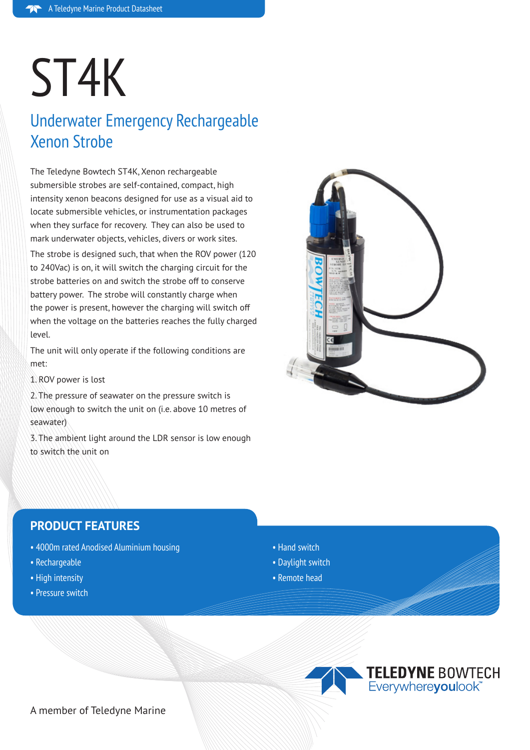# ST4K

## Underwater Emergency Rechargeable Xenon Strobe

The Teledyne Bowtech ST4K, Xenon rechargeable submersible strobes are self-contained, compact, high intensity xenon beacons designed for use as a visual aid to locate submersible vehicles, or instrumentation packages when they surface for recovery. They can also be used to mark underwater objects, vehicles, divers or work sites.

The strobe is designed such, that when the ROV power (120 to 240Vac) is on, it will switch the charging circuit for the strobe batteries on and switch the strobe off to conserve battery power. The strobe will constantly charge when the power is present, however the charging will switch off when the voltage on the batteries reaches the fully charged level.

The unit will only operate if the following conditions are met:

1. ROV power is lost
2. The pressure of seawater on the pressure switch is low enough to switch the unit on (i.e. above 10 metres of seawater)
3. The ambient light around the LDR sensor is low enough to switch the unit on

## PRODUCT FEATURES

- 4000m rated Anodised Aluminium housing
- Rechargeable
- High intensity
- Pressure switch
- Hand switch
- Daylight switch
- Remote head

TELEDYNE BOWTECH
Everywhereyoulook™

A member of Teledyne Marine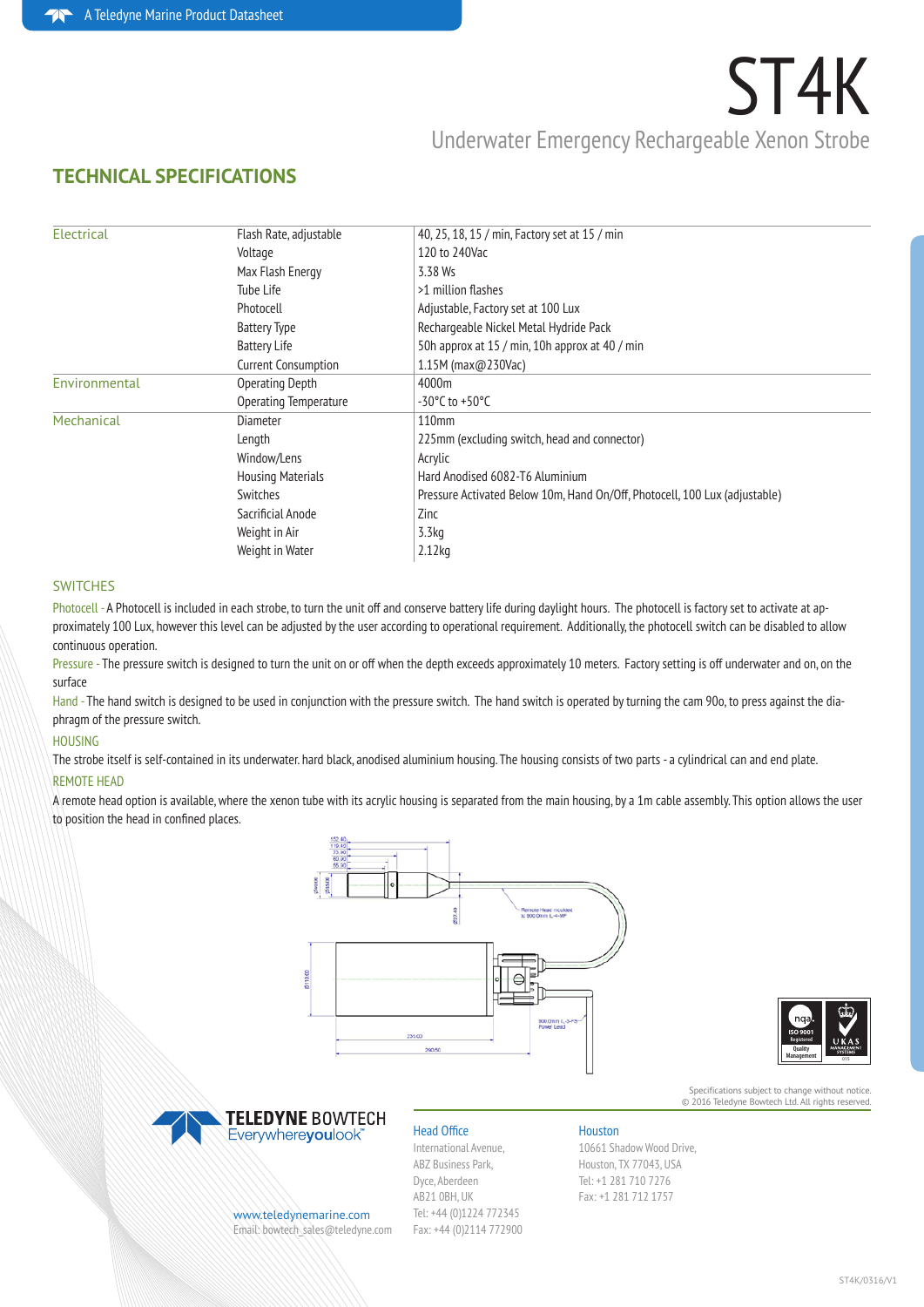# ST4K

## Underwater Emergency Rechargeable Xenon Strobe

## TECHNICAL SPECIFICATIONS

| | | |
|---|---|---|
| Electrical | Flash Rate, adjustable | 40, 25, 18, 15 / min, Factory set at 15 / min |
| | Voltage | 120 to 240Vac |
| | Max Flash Energy | 3.38 Ws |
| | Tube Life | >1 million flashes |
| | Photocell | Adjustable, Factory set at 100 Lux |
| | Battery Type | Rechargeable Nickel Metal Hydride Pack |
| | Battery Life | 50h approx at 15 / min, 10h approx at 40 / min |
| | Current Consumption | 1.15M (max@230Vac) |
| Environmental | Operating Depth | 4000m |
| | Operating Temperature | -30°C to +50°C |
| Mechanical | Diameter | 110mm |
| | Length | 225mm (excluding switch, head and connector) |
| | Window/Lens | Acrylic |
| | Housing Materials | Hard Anodised 6082-T6 Aluminium |
| | Switches | Pressure Activated Below 10m, Hand On/Off, Photocell, 100 Lux (adjustable) |
| | Sacrificial Anode | Zinc |
| | Weight in Air | 3.3kg |
| | Weight in Water | 2.12kg |

### SWITCHES

Photocell - A Photocell is included in each strobe, to turn the unit off and conserve battery life during daylight hours. The photocell is factory set to activate at approximately 100 Lux, however this level can be adjusted by the user according to operational requirement. Additionally, the photocell switch can be disabled to allow continuous operation.

Pressure - The pressure switch is designed to turn the unit on or off when the depth exceeds approximately 10 meters. Factory setting is off underwater and on, on the surface

Hand - The hand switch is designed to be used in conjunction with the pressure switch. The hand switch is operated by turning the cam 90o, to press against the diaphragm of the pressure switch.

### HOUSING

The strobe itself is self-contained in its underwater. hard black, anodised aluminium housing. The housing consists of two parts - a cylindrical can and end plate.

### REMOTE HEAD

A remote head option is available, where the xenon tube with its acrylic housing is separated from the main housing, by a 1m cable assembly. This option allows the user to position the head in confined places.

Specifications subject to change without notice.
© 2016 Teledyne Bowtech Ltd. All rights reserved.

TELEDYNE BOWTECH
Everywhereyoulook™

www.teledynemarine.com
Email: bowtech_sales@teledyne.com

**Head Office**
International Avenue,
ABZ Business Park,
Dyce, Aberdeen
AB21 0BH, UK
Tel: +44 (0)1224 772345
Fax: +44 (0)2114 772900

**Houston**
10661 Shadow Wood Drive,
Houston, TX 77043, USA
Tel: +1 281 710 7276
Fax: +1 281 712 1757

ST4K/0316/V1